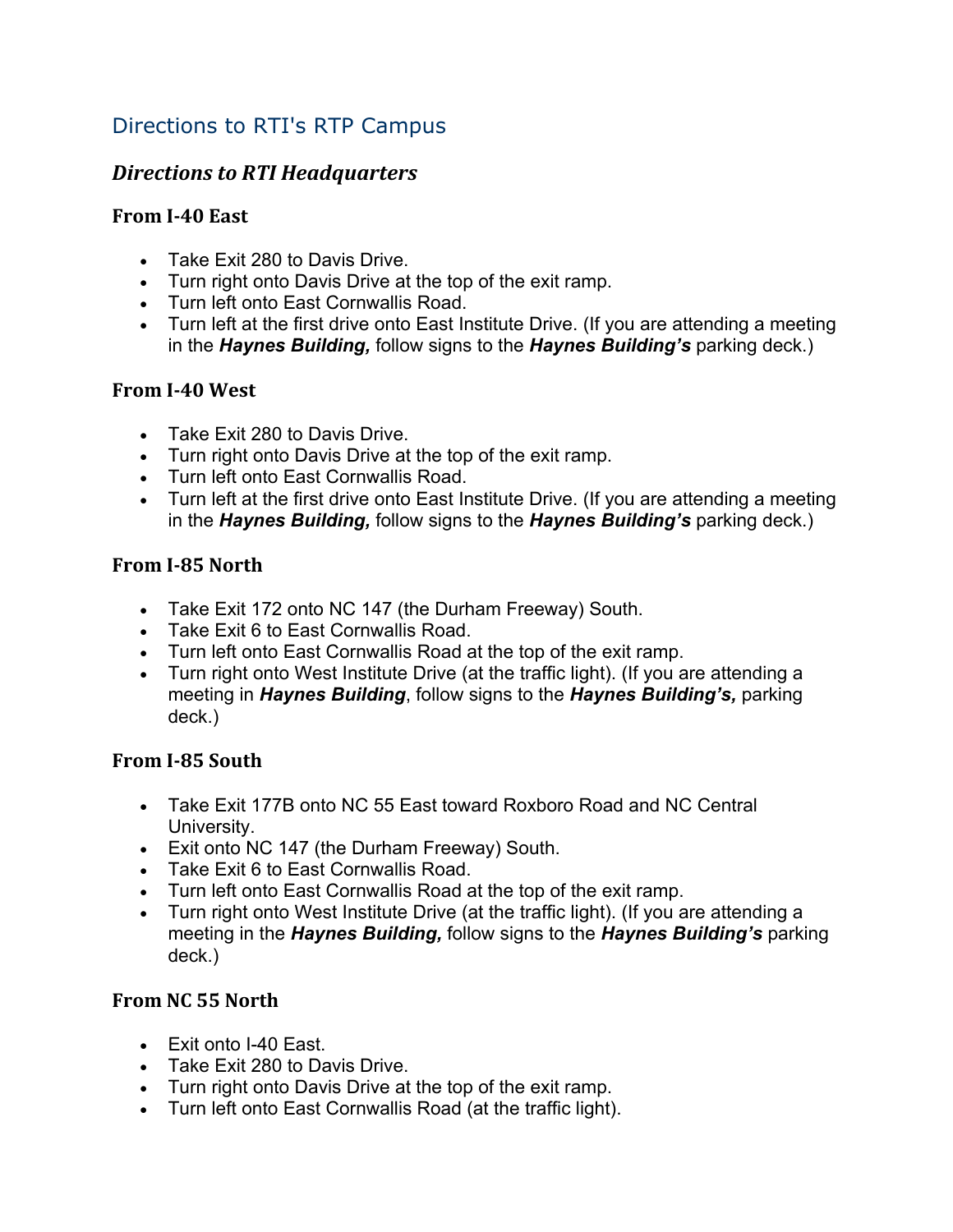# Directions to RTI's RTP Campus

## *Directions to RTI Headquarters*

### From I-40 East

- Take Exit 280 to Davis Drive.
- Turn right onto Davis Drive at the top of the exit ramp.
- Turn left onto East Cornwallis Road.
- Turn left at the first drive onto East Institute Drive. (If you are attending a meeting in the ***Haynes Building,*** follow signs to the ***Haynes Building's*** parking deck.)

### From I-40 West

- Take Exit 280 to Davis Drive.
- Turn right onto Davis Drive at the top of the exit ramp.
- Turn left onto East Cornwallis Road.
- Turn left at the first drive onto East Institute Drive. (If you are attending a meeting in the ***Haynes Building,*** follow signs to the ***Haynes Building's*** parking deck.)

### From I-85 North

- Take Exit 172 onto NC 147 (the Durham Freeway) South.
- Take Exit 6 to East Cornwallis Road.
- Turn left onto East Cornwallis Road at the top of the exit ramp.
- Turn right onto West Institute Drive (at the traffic light). (If you are attending a meeting in ***Haynes Building***, follow signs to the ***Haynes Building's,*** parking deck.)

### From I-85 South

- Take Exit 177B onto NC 55 East toward Roxboro Road and NC Central University.
- Exit onto NC 147 (the Durham Freeway) South.
- Take Exit 6 to East Cornwallis Road.
- Turn left onto East Cornwallis Road at the top of the exit ramp.
- Turn right onto West Institute Drive (at the traffic light). (If you are attending a meeting in the ***Haynes Building,*** follow signs to the ***Haynes Building's*** parking deck.)

### From NC 55 North

- Exit onto I-40 East.
- Take Exit 280 to Davis Drive.
- Turn right onto Davis Drive at the top of the exit ramp.
- Turn left onto East Cornwallis Road (at the traffic light).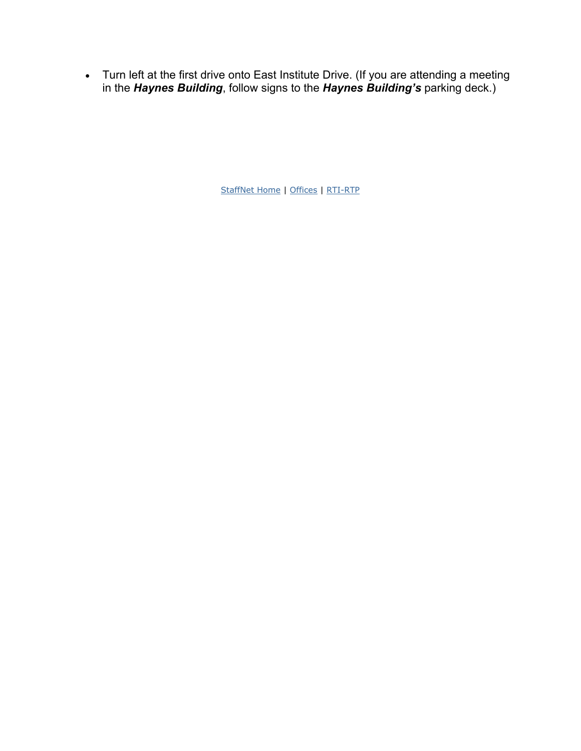- Turn left at the first drive onto East Institute Drive. (If you are attending a meeting in the ***Haynes Building***, follow signs to the ***Haynes Building's*** parking deck.)

StaffNet Home | Offices | RTI-RTP